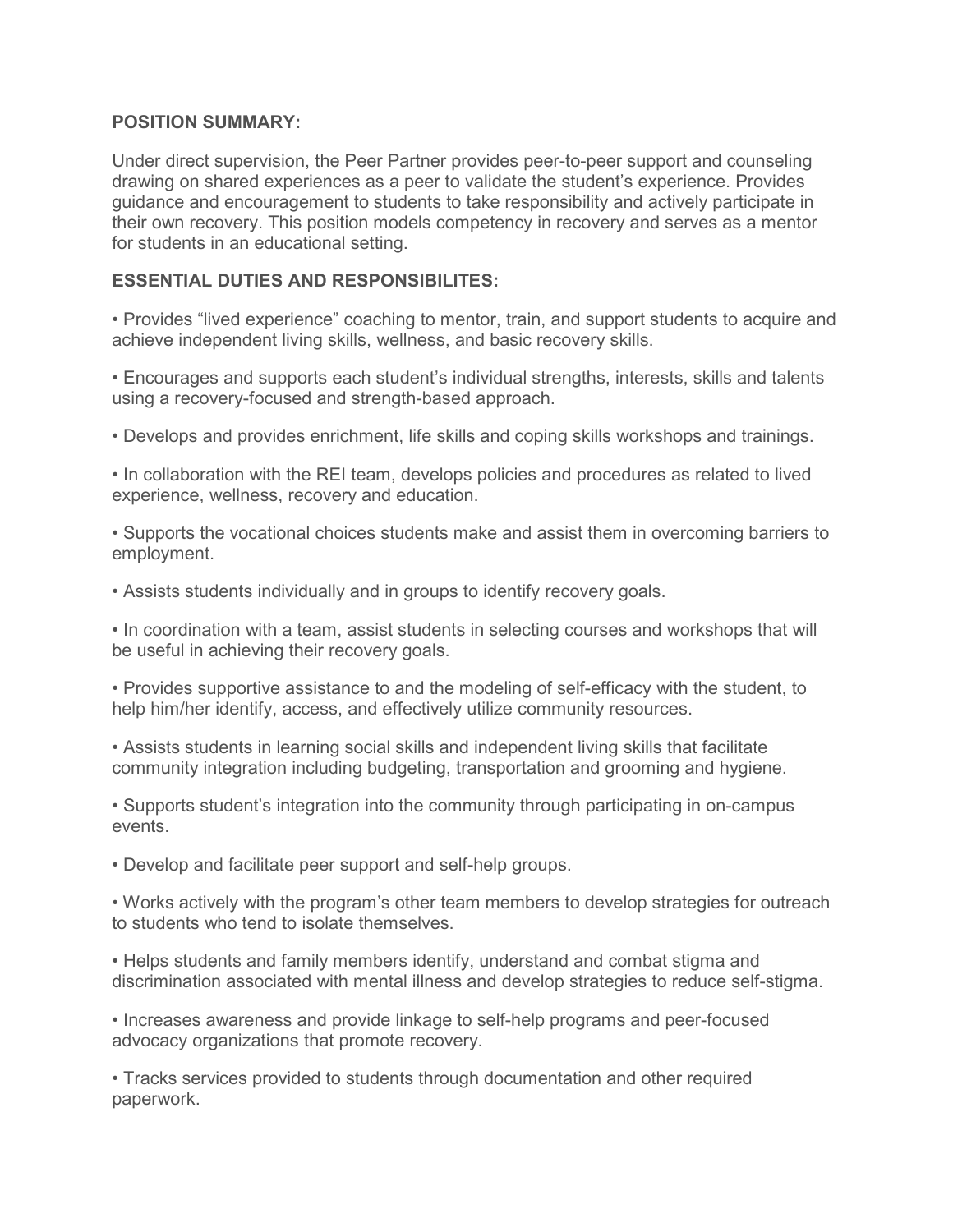**POSITION SUMMARY:**

Under direct supervision, the Peer Partner provides peer-to-peer support and counseling drawing on shared experiences as a peer to validate the student's experience. Provides guidance and encouragement to students to take responsibility and actively participate in their own recovery. This position models competency in recovery and serves as a mentor for students in an educational setting.

**ESSENTIAL DUTIES AND RESPONSIBILITES:**

• Provides "lived experience" coaching to mentor, train, and support students to acquire and achieve independent living skills, wellness, and basic recovery skills.

• Encourages and supports each student's individual strengths, interests, skills and talents using a recovery-focused and strength-based approach.

• Develops and provides enrichment, life skills and coping skills workshops and trainings.

• In collaboration with the REI team, develops policies and procedures as related to lived experience, wellness, recovery and education.

• Supports the vocational choices students make and assist them in overcoming barriers to employment.

• Assists students individually and in groups to identify recovery goals.

• In coordination with a team, assist students in selecting courses and workshops that will be useful in achieving their recovery goals.

• Provides supportive assistance to and the modeling of self-efficacy with the student, to help him/her identify, access, and effectively utilize community resources.

• Assists students in learning social skills and independent living skills that facilitate community integration including budgeting, transportation and grooming and hygiene.

• Supports student's integration into the community through participating in on-campus events.

• Develop and facilitate peer support and self-help groups.

• Works actively with the program's other team members to develop strategies for outreach to students who tend to isolate themselves.

• Helps students and family members identify, understand and combat stigma and discrimination associated with mental illness and develop strategies to reduce self-stigma.

• Increases awareness and provide linkage to self-help programs and peer-focused advocacy organizations that promote recovery.

• Tracks services provided to students through documentation and other required paperwork.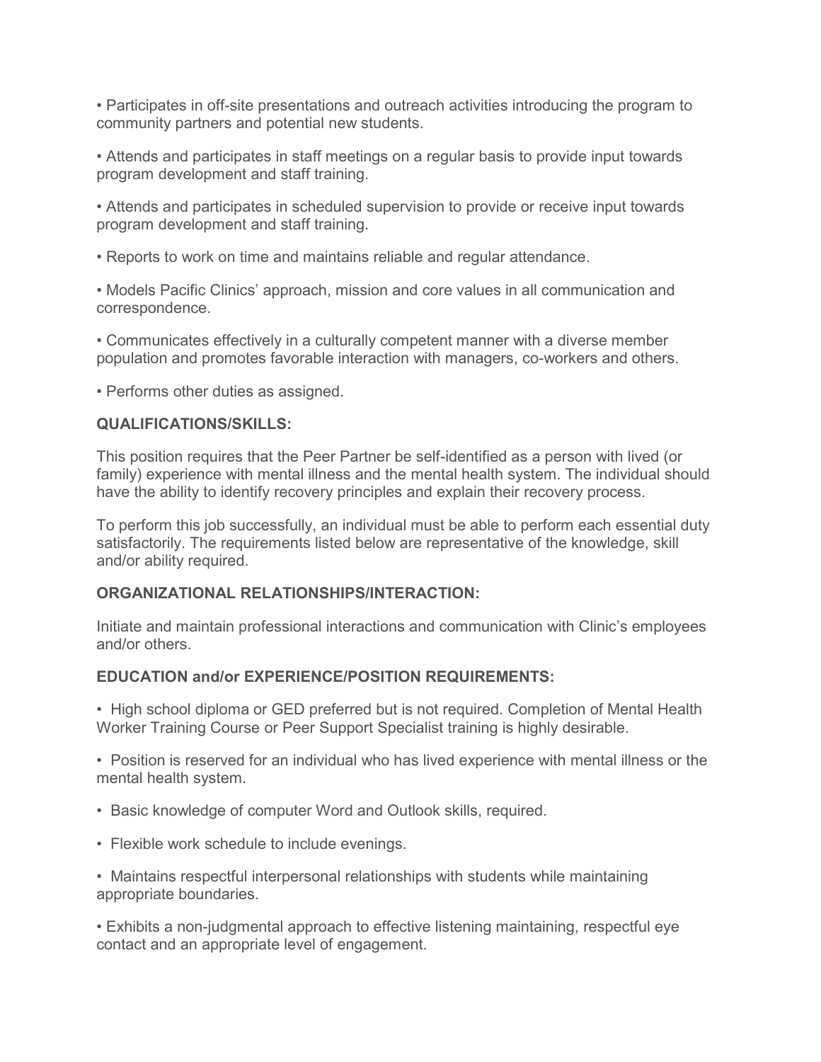- Participates in off-site presentations and outreach activities introducing the program to community partners and potential new students.

- Attends and participates in staff meetings on a regular basis to provide input towards program development and staff training.

- Attends and participates in scheduled supervision to provide or receive input towards program development and staff training.

- Reports to work on time and maintains reliable and regular attendance.

- Models Pacific Clinics' approach, mission and core values in all communication and correspondence.

- Communicates effectively in a culturally competent manner with a diverse member population and promotes favorable interaction with managers, co-workers and others.

- Performs other duties as assigned.

**QUALIFICATIONS/SKILLS:**

This position requires that the Peer Partner be self-identified as a person with lived (or family) experience with mental illness and the mental health system. The individual should have the ability to identify recovery principles and explain their recovery process.

To perform this job successfully, an individual must be able to perform each essential duty satisfactorily. The requirements listed below are representative of the knowledge, skill and/or ability required.

**ORGANIZATIONAL RELATIONSHIPS/INTERACTION:**

Initiate and maintain professional interactions and communication with Clinic's employees and/or others.

**EDUCATION and/or EXPERIENCE/POSITION REQUIREMENTS:**

- High school diploma or GED preferred but is not required. Completion of Mental Health Worker Training Course or Peer Support Specialist training is highly desirable.

- Position is reserved for an individual who has lived experience with mental illness or the mental health system.

- Basic knowledge of computer Word and Outlook skills, required.

- Flexible work schedule to include evenings.

- Maintains respectful interpersonal relationships with students while maintaining appropriate boundaries.

- Exhibits a non-judgmental approach to effective listening maintaining, respectful eye contact and an appropriate level of engagement.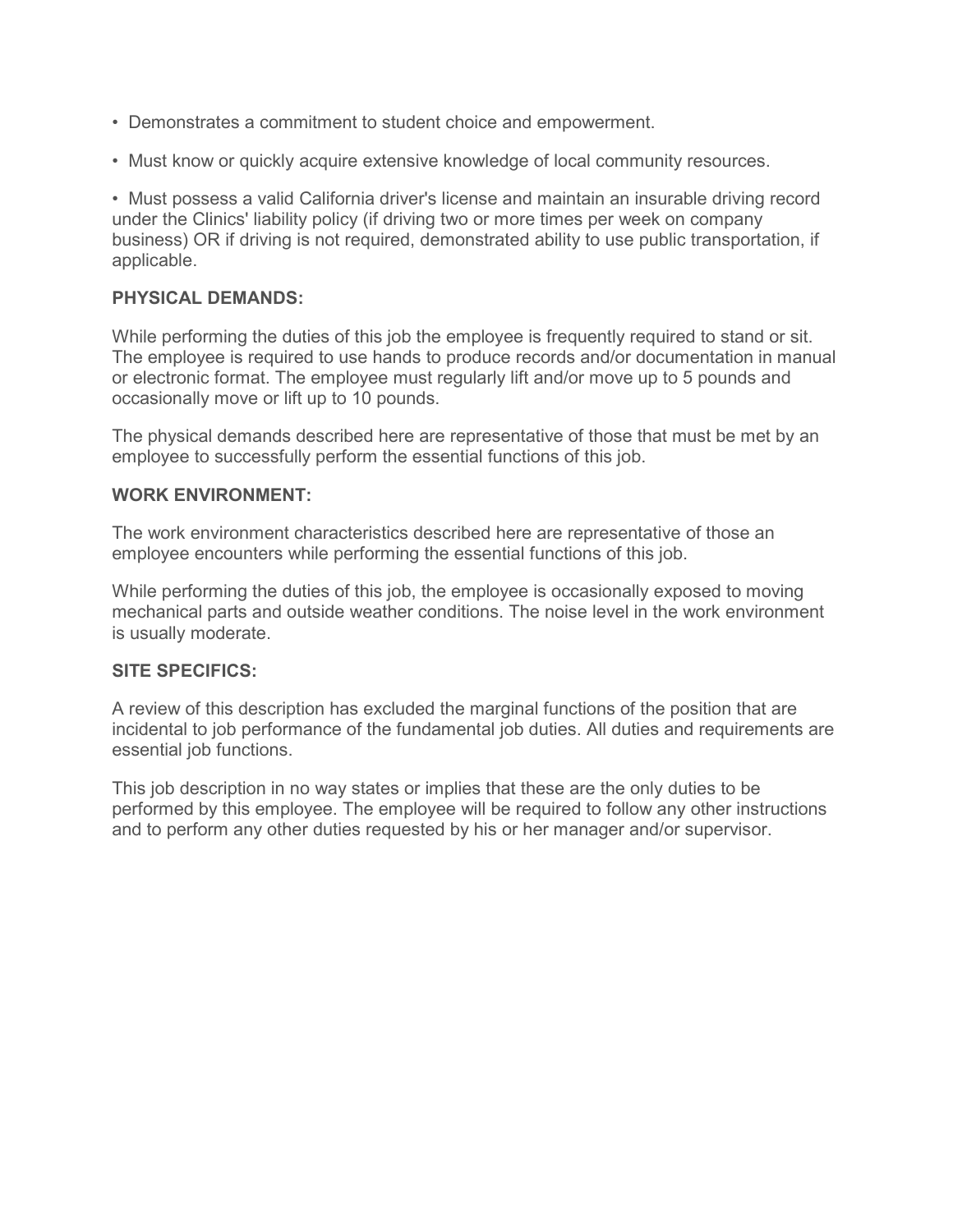- Demonstrates a commitment to student choice and empowerment.

- Must know or quickly acquire extensive knowledge of local community resources.

- Must possess a valid California driver's license and maintain an insurable driving record under the Clinics' liability policy (if driving two or more times per week on company business) OR if driving is not required, demonstrated ability to use public transportation, if applicable.

**PHYSICAL DEMANDS:**

While performing the duties of this job the employee is frequently required to stand or sit. The employee is required to use hands to produce records and/or documentation in manual or electronic format. The employee must regularly lift and/or move up to 5 pounds and occasionally move or lift up to 10 pounds.

The physical demands described here are representative of those that must be met by an employee to successfully perform the essential functions of this job.

**WORK ENVIRONMENT:**

The work environment characteristics described here are representative of those an employee encounters while performing the essential functions of this job.

While performing the duties of this job, the employee is occasionally exposed to moving mechanical parts and outside weather conditions. The noise level in the work environment is usually moderate.

**SITE SPECIFICS:**

A review of this description has excluded the marginal functions of the position that are incidental to job performance of the fundamental job duties. All duties and requirements are essential job functions.

This job description in no way states or implies that these are the only duties to be performed by this employee. The employee will be required to follow any other instructions and to perform any other duties requested by his or her manager and/or supervisor.